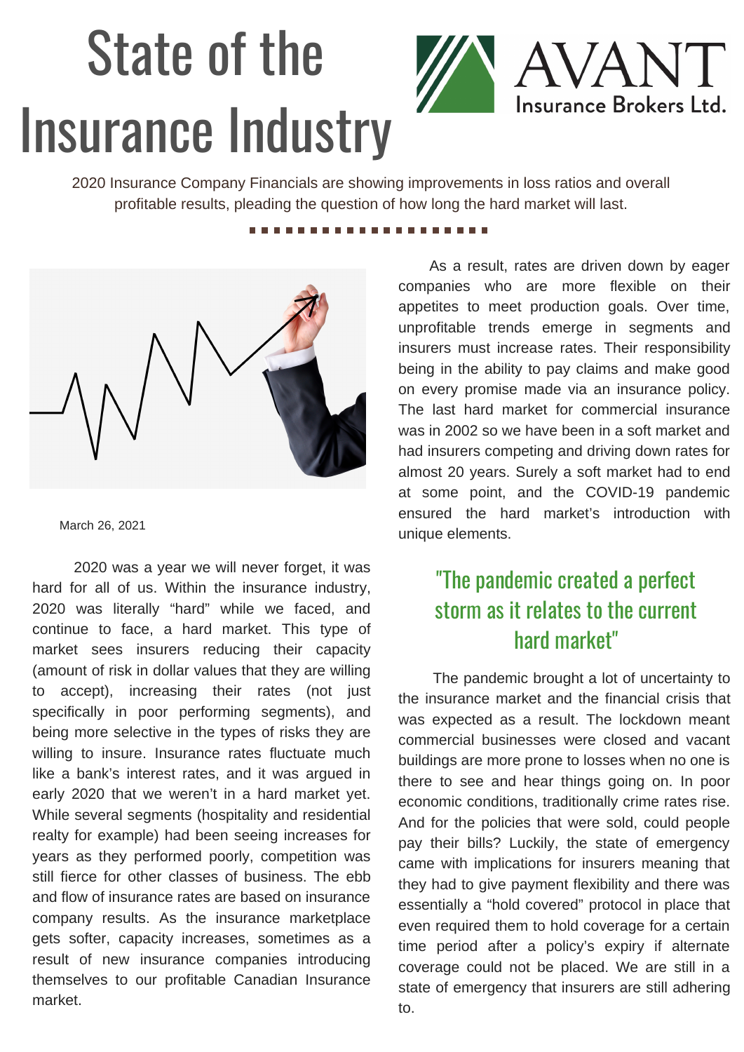# State of the Insurance Industry

AVANT Insurance Brokers Ltd.

2020 Insurance Company Financials are showing improvements in loss ratios and overall profitable results, pleading the question of how long the hard market will last.

March 26, 2021

2020 was a year we will never forget, it was hard for all of us. Within the insurance industry, 2020 was literally "hard" while we faced, and continue to face, a hard market. This type of market sees insurers reducing their capacity (amount of risk in dollar values that they are willing to accept), increasing their rates (not just specifically in poor performing segments), and being more selective in the types of risks they are willing to insure. Insurance rates fluctuate much like a bank's interest rates, and it was argued in early 2020 that we weren't in a hard market yet. While several segments (hospitality and residential realty for example) had been seeing increases for years as they performed poorly, competition was still fierce for other classes of business. The ebb and flow of insurance rates are based on insurance company results. As the insurance marketplace gets softer, capacity increases, sometimes as a result of new insurance companies introducing themselves to our profitable Canadian Insurance market.

As a result, rates are driven down by eager companies who are more flexible on their appetites to meet production goals. Over time, unprofitable trends emerge in segments and insurers must increase rates. Their responsibility being in the ability to pay claims and make good on every promise made via an insurance policy. The last hard market for commercial insurance was in 2002 so we have been in a soft market and had insurers competing and driving down rates for almost 20 years. Surely a soft market had to end at some point, and the COVID-19 pandemic ensured the hard market's introduction with unique elements.

> "The pandemic created a perfect storm as it relates to the current hard market"

The pandemic brought a lot of uncertainty to the insurance market and the financial crisis that was expected as a result. The lockdown meant commercial businesses were closed and vacant buildings are more prone to losses when no one is there to see and hear things going on. In poor economic conditions, traditionally crime rates rise. And for the policies that were sold, could people pay their bills? Luckily, the state of emergency came with implications for insurers meaning that they had to give payment flexibility and there was essentially a "hold covered" protocol in place that even required them to hold coverage for a certain time period after a policy's expiry if alternate coverage could not be placed. We are still in a state of emergency that insurers are still adhering to.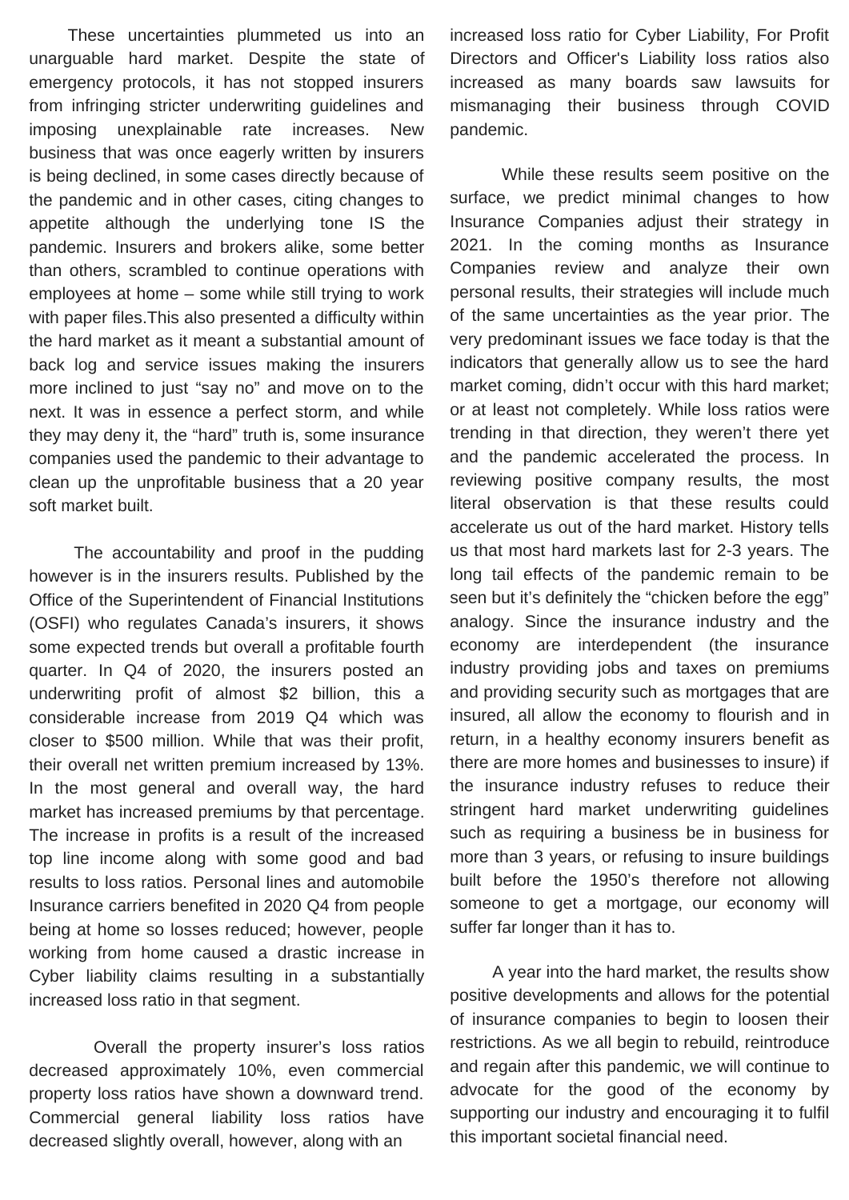These uncertainties plummeted us into an unarguable hard market. Despite the state of emergency protocols, it has not stopped insurers from infringing stricter underwriting guidelines and imposing unexplainable rate increases. New business that was once eagerly written by insurers is being declined, in some cases directly because of the pandemic and in other cases, citing changes to appetite although the underlying tone IS the pandemic. Insurers and brokers alike, some better than others, scrambled to continue operations with employees at home – some while still trying to work with paper files.This also presented a difficulty within the hard market as it meant a substantial amount of back log and service issues making the insurers more inclined to just "say no" and move on to the next. It was in essence a perfect storm, and while they may deny it, the "hard" truth is, some insurance companies used the pandemic to their advantage to clean up the unprofitable business that a 20 year soft market built.

The accountability and proof in the pudding however is in the insurers results. Published by the Office of the Superintendent of Financial Institutions (OSFI) who regulates Canada's insurers, it shows some expected trends but overall a profitable fourth quarter. In Q4 of 2020, the insurers posted an underwriting profit of almost $2 billion, this a considerable increase from 2019 Q4 which was closer to $500 million. While that was their profit, their overall net written premium increased by 13%. In the most general and overall way, the hard market has increased premiums by that percentage. The increase in profits is a result of the increased top line income along with some good and bad results to loss ratios. Personal lines and automobile Insurance carriers benefited in 2020 Q4 from people being at home so losses reduced; however, people working from home caused a drastic increase in Cyber liability claims resulting in a substantially increased loss ratio in that segment.

Overall the property insurer's loss ratios decreased approximately 10%, even commercial property loss ratios have shown a downward trend. Commercial general liability loss ratios have decreased slightly overall, however, along with an increased loss ratio for Cyber Liability, For Profit Directors and Officer's Liability loss ratios also increased as many boards saw lawsuits for mismanaging their business through COVID pandemic.

While these results seem positive on the surface, we predict minimal changes to how Insurance Companies adjust their strategy in 2021. In the coming months as Insurance Companies review and analyze their own personal results, their strategies will include much of the same uncertainties as the year prior. The very predominant issues we face today is that the indicators that generally allow us to see the hard market coming, didn't occur with this hard market; or at least not completely. While loss ratios were trending in that direction, they weren't there yet and the pandemic accelerated the process. In reviewing positive company results, the most literal observation is that these results could accelerate us out of the hard market. History tells us that most hard markets last for 2-3 years. The long tail effects of the pandemic remain to be seen but it's definitely the "chicken before the egg" analogy. Since the insurance industry and the economy are interdependent (the insurance industry providing jobs and taxes on premiums and providing security such as mortgages that are insured, all allow the economy to flourish and in return, in a healthy economy insurers benefit as there are more homes and businesses to insure) if the insurance industry refuses to reduce their stringent hard market underwriting guidelines such as requiring a business be in business for more than 3 years, or refusing to insure buildings built before the 1950's therefore not allowing someone to get a mortgage, our economy will suffer far longer than it has to.

A year into the hard market, the results show positive developments and allows for the potential of insurance companies to begin to loosen their restrictions. As we all begin to rebuild, reintroduce and regain after this pandemic, we will continue to advocate for the good of the economy by supporting our industry and encouraging it to fulfil this important societal financial need.